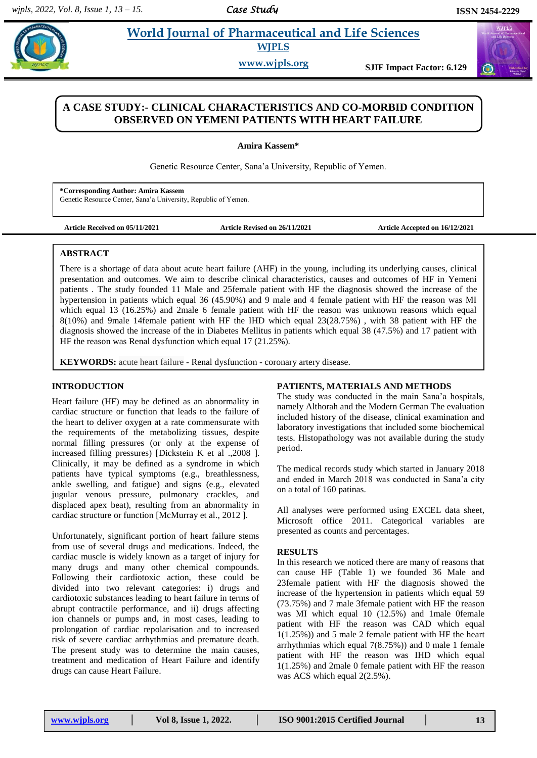# A CASE STUDY:- CLINICAL CHARACTERISTICS AND CO-MORBID CONDITION OBSERVED ON YEMENI PATIENTS WITH HEART FAILURE

**Amira Kassem***

Genetic Resource Center, Sana'a University, Republic of Yemen.

***Corresponding Author: Amira Kassem**
Genetic Resource Center, Sana'a University, Republic of Yemen.

**Article Received on 05/11/2021** **Article Revised on 26/11/2021** **Article Accepted on 16/12/2021**

## ABSTRACT

There is a shortage of data about acute heart failure (AHF) in the young, including its underlying causes, clinical presentation and outcomes. We aim to describe clinical characteristics, causes and outcomes of HF in Yemeni patients . The study founded 11 Male and 25female patient with HF the diagnosis showed the increase of the hypertension in patients which equal 36 (45.90%) and 9 male and 4 female patient with HF the reason was MI which equal 13 (16.25%) and 2male 6 female patient with HF the reason was unknown reasons which equal 8(10%) and 9male 14female patient with HF the IHD which equal 23(28.75%) , with 38 patient with HF the diagnosis showed the increase of the in Diabetes Mellitus in patients which equal 38 (47.5%) and 17 patient with HF the reason was Renal dysfunction which equal 17 (21.25%).

**KEYWORDS:** acute heart failure - Renal dysfunction - coronary artery disease.

## INTRODUCTION

Heart failure (HF) may be defined as an abnormality in cardiac structure or function that leads to the failure of the heart to deliver oxygen at a rate commensurate with the requirements of the metabolizing tissues, despite normal filling pressures (or only at the expense of increased filling pressures) [Dickstein K et al .,2008 ]. Clinically, it may be defined as a syndrome in which patients have typical symptoms (e.g., breathlessness, ankle swelling, and fatigue) and signs (e.g., elevated jugular venous pressure, pulmonary crackles, and displaced apex beat), resulting from an abnormality in cardiac structure or function [McMurray et al., 2012 ].

Unfortunately, significant portion of heart failure stems from use of several drugs and medications. Indeed, the cardiac muscle is widely known as a target of injury for many drugs and many other chemical compounds. Following their cardiotoxic action, these could be divided into two relevant categories: i) drugs and cardiotoxic substances leading to heart failure in terms of abrupt contractile performance, and ii) drugs affecting ion channels or pumps and, in most cases, leading to prolongation of cardiac repolarisation and to increased risk of severe cardiac arrhythmias and premature death. The present study was to determine the main causes, treatment and medication of Heart Failure and identify drugs can cause Heart Failure.

## PATIENTS, MATERIALS AND METHODS

The study was conducted in the main Sana'a hospitals, namely Althorah and the Modern German The evaluation included history of the disease, clinical examination and laboratory investigations that included some biochemical tests. Histopathology was not available during the study period.

The medical records study which started in January 2018 and ended in March 2018 was conducted in Sana'a city on a total of 160 patinas.

All analyses were performed using EXCEL data sheet, Microsoft office 2011. Categorical variables are presented as counts and percentages.

## RESULTS

In this research we noticed there are many of reasons that can cause HF (Table 1) we founded 36 Male and 23female patient with HF the diagnosis showed the increase of the hypertension in patients which equal 59 (73.75%) and 7 male 3female patient with HF the reason was MI which equal 10 (12.5%) and 1male 0female patient with HF the reason was CAD which equal 1(1.25%)) and 5 male 2 female patient with HF the heart arrhythmias which equal 7(8.75%)) and 0 male 1 female patient with HF the reason was IHD which equal 1(1.25%) and 2male 0 female patient with HF the reason was ACS which equal 2(2.5%).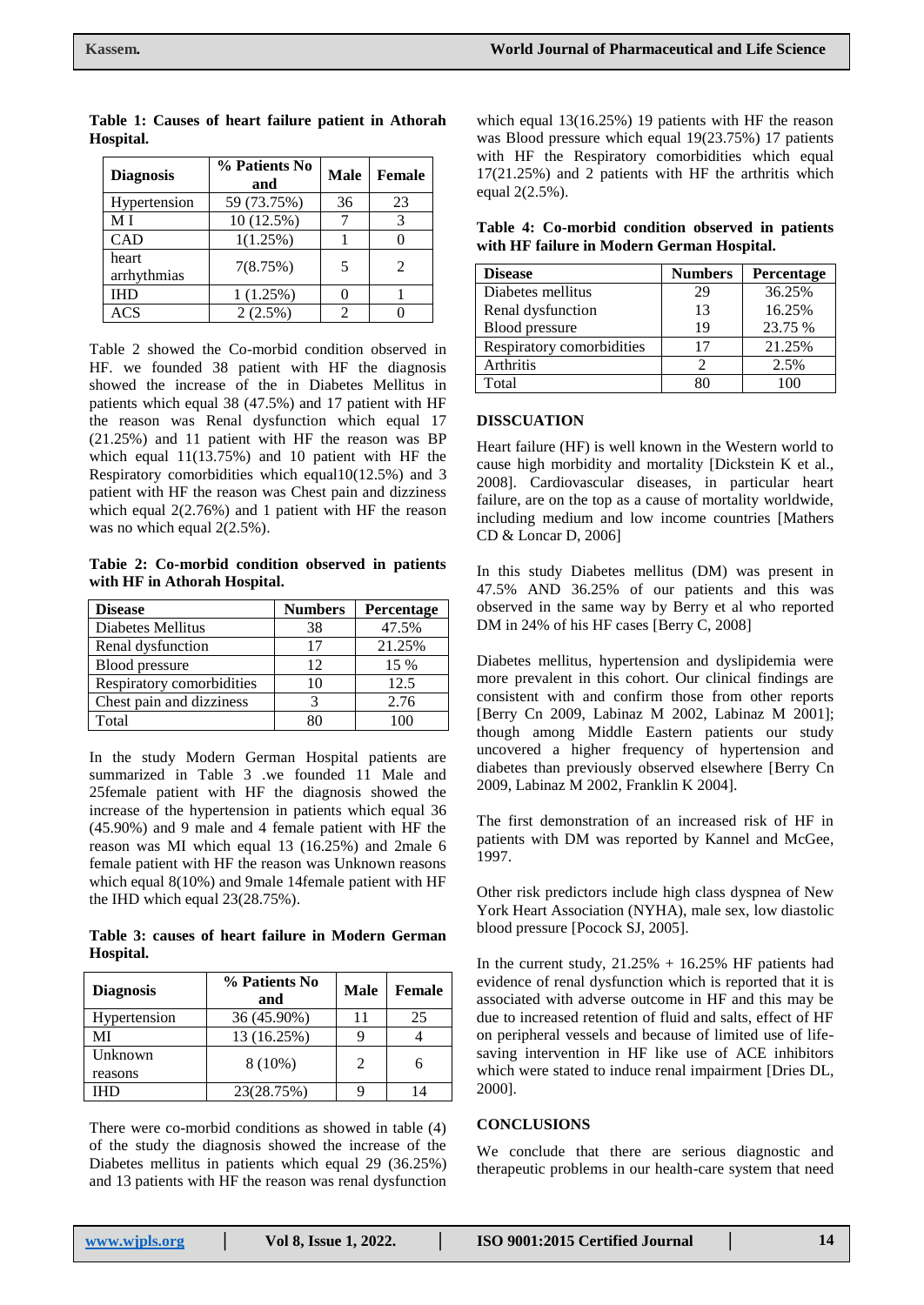**Table 1: Causes of heart failure patient in Athorah Hospital.**

| Diagnosis | % Patients No and | Male | Female |
|---|---|---|---|
| Hypertension | 59 (73.75%) | 36 | 23 |
| M I | 10 (12.5%) | 7 | 3 |
| CAD | 1(1.25%) | 1 | 0 |
| heart arrhythmias | 7(8.75%) | 5 | 2 |
| IHD | 1 (1.25%) | 0 | 1 |
| ACS | 2 (2.5%) | 2 | 0 |

Table 2 showed the Co-morbid condition observed in HF. we founded 38 patient with HF the diagnosis showed the increase of the in Diabetes Mellitus in patients which equal 38 (47.5%) and 17 patient with HF the reason was Renal dysfunction which equal 17 (21.25%) and 11 patient with HF the reason was BP which equal 11(13.75%) and 10 patient with HF the Respiratory comorbidities which equal10(12.5%) and 3 patient with HF the reason was Chest pain and dizziness which equal 2(2.76%) and 1 patient with HF the reason was no which equal 2(2.5%).

**Tabie 2: Co-morbid condition observed in patients with HF in Athorah Hospital.**

| Disease | Numbers | Percentage |
|---|---|---|
| Diabetes Mellitus | 38 | 47.5% |
| Renal dysfunction | 17 | 21.25% |
| Blood pressure | 12 | 15 % |
| Respiratory comorbidities | 10 | 12.5 |
| Chest pain and dizziness | 3 | 2.76 |
| Total | 80 | 100 |

In the study Modern German Hospital patients are summarized in Table 3 .we founded 11 Male and 25female patient with HF the diagnosis showed the increase of the hypertension in patients which equal 36 (45.90%) and 9 male and 4 female patient with HF the reason was MI which equal 13 (16.25%) and 2male 6 female patient with HF the reason was Unknown reasons which equal 8(10%) and 9male 14female patient with HF the IHD which equal 23(28.75%).

**Table 3: causes of heart failure in Modern German Hospital.**

| Diagnosis | % Patients No and | Male | Female |
|---|---|---|---|
| Hypertension | 36 (45.90%) | 11 | 25 |
| MI | 13 (16.25%) | 9 | 4 |
| Unknown reasons | 8 (10%) | 2 | 6 |
| IHD | 23(28.75%) | 9 | 14 |

There were co-morbid conditions as showed in table (4) of the study the diagnosis showed the increase of the Diabetes mellitus in patients which equal 29 (36.25%) and 13 patients with HF the reason was renal dysfunction which equal 13(16.25%) 19 patients with HF the reason was Blood pressure which equal 19(23.75%) 17 patients with HF the Respiratory comorbidities which equal 17(21.25%) and 2 patients with HF the arthritis which equal 2(2.5%).

**Table 4: Co-morbid condition observed in patients with HF failure in Modern German Hospital.**

| Disease | Numbers | Percentage |
|---|---|---|
| Diabetes mellitus | 29 | 36.25% |
| Renal dysfunction | 13 | 16.25% |
| Blood pressure | 19 | 23.75 % |
| Respiratory comorbidities | 17 | 21.25% |
| Arthritis | 2 | 2.5% |
| Total | 80 | 100 |

## DISSCUATION

Heart failure (HF) is well known in the Western world to cause high morbidity and mortality [Dickstein K et al., 2008]. Cardiovascular diseases, in particular heart failure, are on the top as a cause of mortality worldwide, including medium and low income countries [Mathers CD & Loncar D, 2006]

In this study Diabetes mellitus (DM) was present in 47.5% AND 36.25% of our patients and this was observed in the same way by Berry et al who reported DM in 24% of his HF cases [Berry C, 2008]

Diabetes mellitus, hypertension and dyslipidemia were more prevalent in this cohort. Our clinical findings are consistent with and confirm those from other reports [Berry Cn 2009, Labinaz M 2002, Labinaz M 2001]; though among Middle Eastern patients our study uncovered a higher frequency of hypertension and diabetes than previously observed elsewhere [Berry Cn 2009, Labinaz M 2002, Franklin K 2004].

The first demonstration of an increased risk of HF in patients with DM was reported by Kannel and McGee, 1997.

Other risk predictors include high class dyspnea of New York Heart Association (NYHA), male sex, low diastolic blood pressure [Pocock SJ, 2005].

In the current study, 21.25% + 16.25% HF patients had evidence of renal dysfunction which is reported that it is associated with adverse outcome in HF and this may be due to increased retention of fluid and salts, effect of HF on peripheral vessels and because of limited use of life-saving intervention in HF like use of ACE inhibitors which were stated to induce renal impairment [Dries DL, 2000].

## CONCLUSIONS

We conclude that there are serious diagnostic and therapeutic problems in our health-care system that need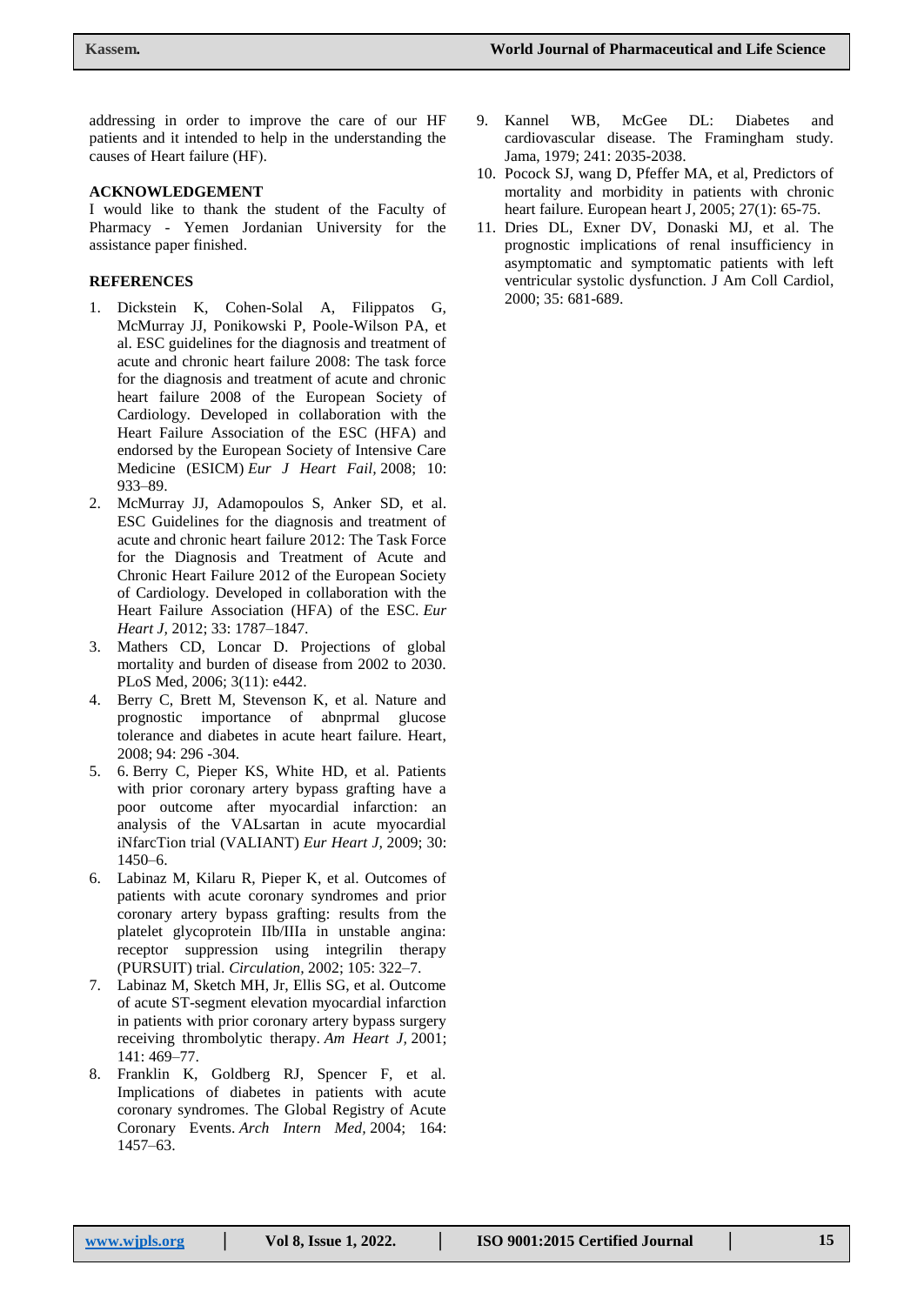addressing in order to improve the care of our HF patients and it intended to help in the understanding the causes of Heart failure (HF).

## ACKNOWLEDGEMENT

I would like to thank the student of the Faculty of Pharmacy - Yemen Jordanian University for the assistance paper finished.

## REFERENCES

1. Dickstein K, Cohen-Solal A, Filippatos G, McMurray JJ, Ponikowski P, Poole-Wilson PA, et al. ESC guidelines for the diagnosis and treatment of acute and chronic heart failure 2008: The task force for the diagnosis and treatment of acute and chronic heart failure 2008 of the European Society of Cardiology. Developed in collaboration with the Heart Failure Association of the ESC (HFA) and endorsed by the European Society of Intensive Care Medicine (ESICM) *Eur J Heart Fail,* 2008; 10: 933–89.
2. McMurray JJ, Adamopoulos S, Anker SD, et al. ESC Guidelines for the diagnosis and treatment of acute and chronic heart failure 2012: The Task Force for the Diagnosis and Treatment of Acute and Chronic Heart Failure 2012 of the European Society of Cardiology. Developed in collaboration with the Heart Failure Association (HFA) of the ESC. *Eur Heart J,* 2012; 33: 1787–1847.
3. Mathers CD, Loncar D. Projections of global mortality and burden of disease from 2002 to 2030. PLoS Med, 2006; 3(11): e442.
4. Berry C, Brett M, Stevenson K, et al. Nature and prognostic importance of abnprmal glucose tolerance and diabetes in acute heart failure. Heart, 2008; 94: 296 -304.
5. 6. Berry C, Pieper KS, White HD, et al. Patients with prior coronary artery bypass grafting have a poor outcome after myocardial infarction: an analysis of the VALsartan in acute myocardial iNfarcTion trial (VALIANT) *Eur Heart J,* 2009; 30: 1450–6.
6. Labinaz M, Kilaru R, Pieper K, et al. Outcomes of patients with acute coronary syndromes and prior coronary artery bypass grafting: results from the platelet glycoprotein IIb/IIIa in unstable angina: receptor suppression using integrilin therapy (PURSUIT) trial. *Circulation,* 2002; 105: 322–7.
7. Labinaz M, Sketch MH, Jr, Ellis SG, et al. Outcome of acute ST-segment elevation myocardial infarction in patients with prior coronary artery bypass surgery receiving thrombolytic therapy. *Am Heart J,* 2001; 141: 469–77.
8. Franklin K, Goldberg RJ, Spencer F, et al. Implications of diabetes in patients with acute coronary syndromes. The Global Registry of Acute Coronary Events. *Arch Intern Med,* 2004; 164: 1457–63.
9. Kannel WB, McGee DL: Diabetes and cardiovascular disease. The Framingham study. Jama, 1979; 241: 2035-2038.
10. Pocock SJ, wang D, Pfeffer MA, et al, Predictors of mortality and morbidity in patients with chronic heart failure. European heart J, 2005; 27(1): 65-75.
11. Dries DL, Exner DV, Donaski MJ, et al. The prognostic implications of renal insufficiency in asymptomatic and symptomatic patients with left ventricular systolic dysfunction. J Am Coll Cardiol, 2000; 35: 681-689.